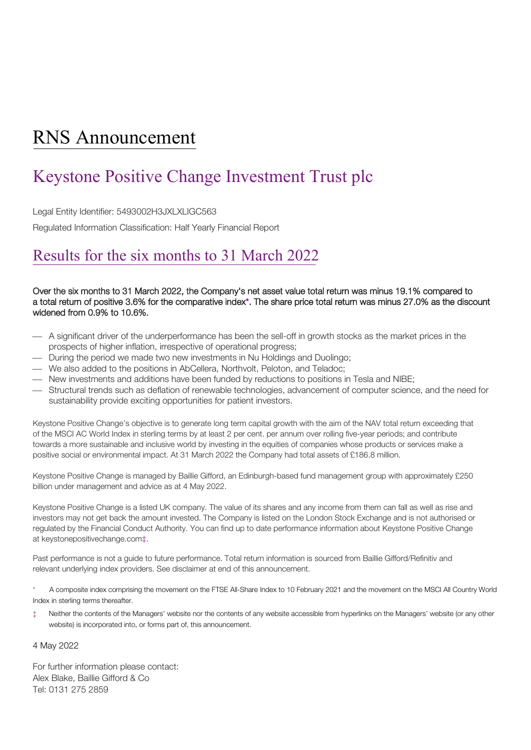# RNS Announcement

# Keystone Positive Change Investment Trust plc

Legal Entity Identifier: 5493002H3JXLXLIGC563

Regulated Information Classification: Half Yearly Financial Report

## Results for the six months to 31 March 2022

**Over the six months to 31 March 2022, the Company's net asset value total return was minus 19.1% compared to a total return of positive 3.6% for the comparative index\*. The share price total return was minus 27.0% as the discount widened from 0.9% to 10.6%.**

- A significant driver of the underperformance has been the sell-off in growth stocks as the market prices in the prospects of higher inflation, irrespective of operational progress;
- During the period we made two new investments in Nu Holdings and Duolingo;
- We also added to the positions in AbCellera, Northvolt, Peloton, and Teladoc;
- New investments and additions have been funded by reductions to positions in Tesla and NIBE;
- Structural trends such as deflation of renewable technologies, advancement of computer science, and the need for sustainability provide exciting opportunities for patient investors.

Keystone Positive Change's objective is to generate long term capital growth with the aim of the NAV total return exceeding that of the MSCI AC World Index in sterling terms by at least 2 per cent. per annum over rolling five-year periods; and contribute towards a more sustainable and inclusive world by investing in the equities of companies whose products or services make a positive social or environmental impact. At 31 March 2022 the Company had total assets of £186.8 million.

Keystone Positive Change is managed by Baillie Gifford, an Edinburgh-based fund management group with approximately £250 billion under management and advice as at 4 May 2022.

Keystone Positive Change is a listed UK company. The value of its shares and any income from them can fall as well as rise and investors may not get back the amount invested. The Company is listed on the London Stock Exchange and is not authorised or regulated by the Financial Conduct Authority. You can find up to date performance information about Keystone Positive Change at keystonepositivechange.com‡.

Past performance is not a guide to future performance. Total return information is sourced from Baillie Gifford/Refinitiv and relevant underlying index providers. See disclaimer at end of this announcement.

\* A composite index comprising the movement on the FTSE All-Share Index to 10 February 2021 and the movement on the MSCI All Country World Index in sterling terms thereafter.

‡ Neither the contents of the Managers' website nor the contents of any website accessible from hyperlinks on the Managers' website (or any other website) is incorporated into, or forms part of, this announcement.

4 May 2022

For further information please contact:
Alex Blake, Baillie Gifford & Co
Tel: 0131 275 2859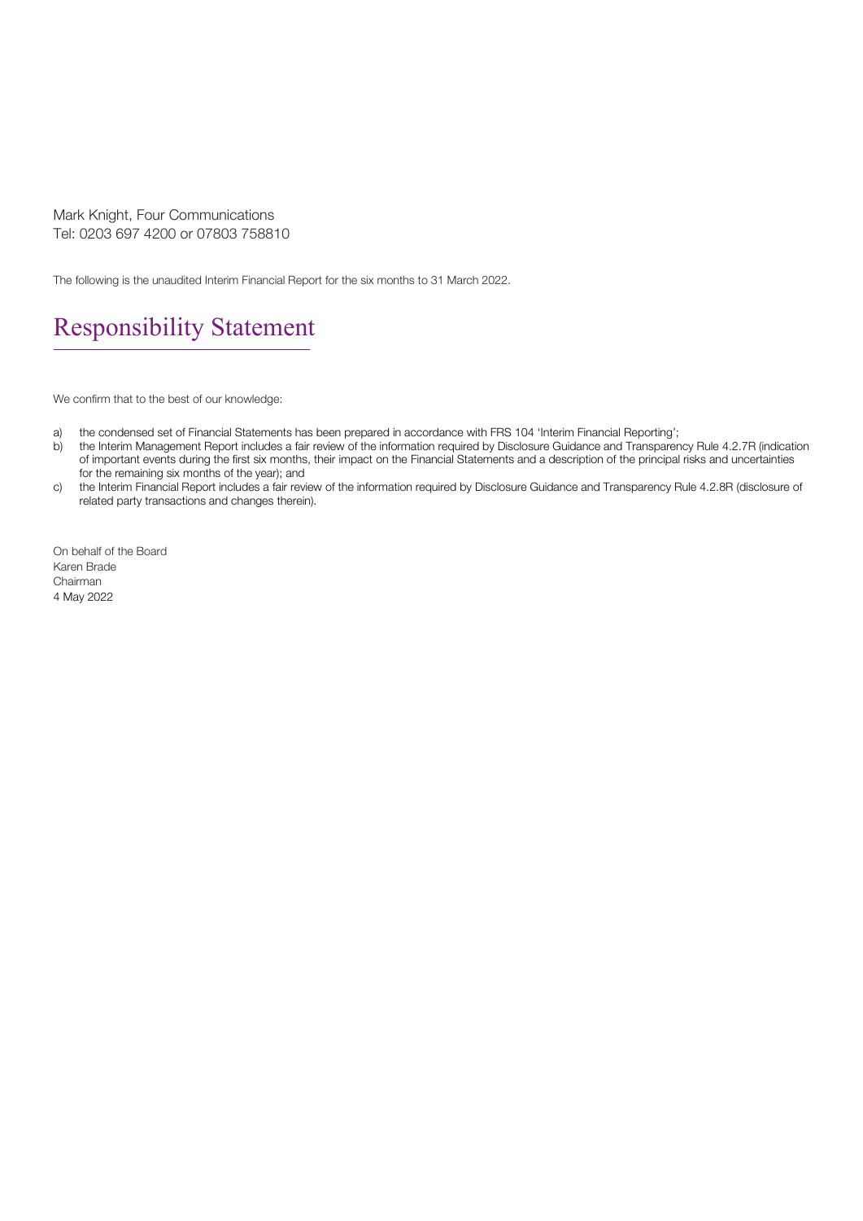Mark Knight, Four Communications
Tel: 0203 697 4200 or 07803 758810

The following is the unaudited Interim Financial Report for the six months to 31 March 2022.

# Responsibility Statement

We confirm that to the best of our knowledge:

a) the condensed set of Financial Statements has been prepared in accordance with FRS 104 'Interim Financial Reporting';
b) the Interim Management Report includes a fair review of the information required by Disclosure Guidance and Transparency Rule 4.2.7R (indication of important events during the first six months, their impact on the Financial Statements and a description of the principal risks and uncertainties for the remaining six months of the year); and
c) the Interim Financial Report includes a fair review of the information required by Disclosure Guidance and Transparency Rule 4.2.8R (disclosure of related party transactions and changes therein).

On behalf of the Board
Karen Brade
Chairman
4 May 2022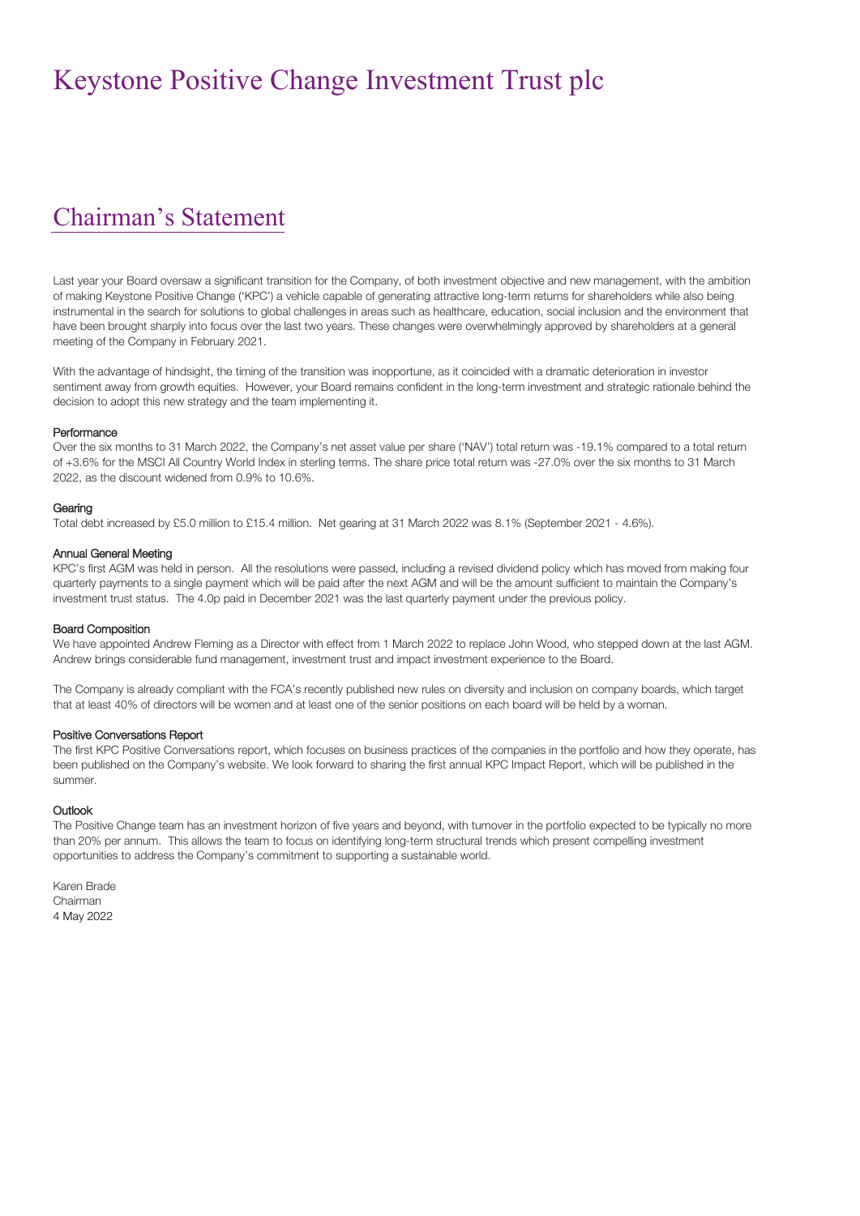# Keystone Positive Change Investment Trust plc

## Chairman's Statement

Last year your Board oversaw a significant transition for the Company, of both investment objective and new management, with the ambition of making Keystone Positive Change ('KPC') a vehicle capable of generating attractive long-term returns for shareholders while also being instrumental in the search for solutions to global challenges in areas such as healthcare, education, social inclusion and the environment that have been brought sharply into focus over the last two years. These changes were overwhelmingly approved by shareholders at a general meeting of the Company in February 2021.

With the advantage of hindsight, the timing of the transition was inopportune, as it coincided with a dramatic deterioration in investor sentiment away from growth equities. However, your Board remains confident in the long-term investment and strategic rationale behind the decision to adopt this new strategy and the team implementing it.

### Performance

Over the six months to 31 March 2022, the Company's net asset value per share ('NAV') total return was -19.1% compared to a total return of +3.6% for the MSCI All Country World Index in sterling terms. The share price total return was -27.0% over the six months to 31 March 2022, as the discount widened from 0.9% to 10.6%.

### Gearing

Total debt increased by £5.0 million to £15.4 million. Net gearing at 31 March 2022 was 8.1% (September 2021 - 4.6%).

### Annual General Meeting

KPC's first AGM was held in person. All the resolutions were passed, including a revised dividend policy which has moved from making four quarterly payments to a single payment which will be paid after the next AGM and will be the amount sufficient to maintain the Company's investment trust status. The 4.0p paid in December 2021 was the last quarterly payment under the previous policy.

### Board Composition

We have appointed Andrew Fleming as a Director with effect from 1 March 2022 to replace John Wood, who stepped down at the last AGM. Andrew brings considerable fund management, investment trust and impact investment experience to the Board.

The Company is already compliant with the FCA's recently published new rules on diversity and inclusion on company boards, which target that at least 40% of directors will be women and at least one of the senior positions on each board will be held by a woman.

### Positive Conversations Report

The first KPC Positive Conversations report, which focuses on business practices of the companies in the portfolio and how they operate, has been published on the Company's website. We look forward to sharing the first annual KPC Impact Report, which will be published in the summer.

### Outlook

The Positive Change team has an investment horizon of five years and beyond, with turnover in the portfolio expected to be typically no more than 20% per annum. This allows the team to focus on identifying long-term structural trends which present compelling investment opportunities to address the Company's commitment to supporting a sustainable world.

Karen Brade
Chairman
4 May 2022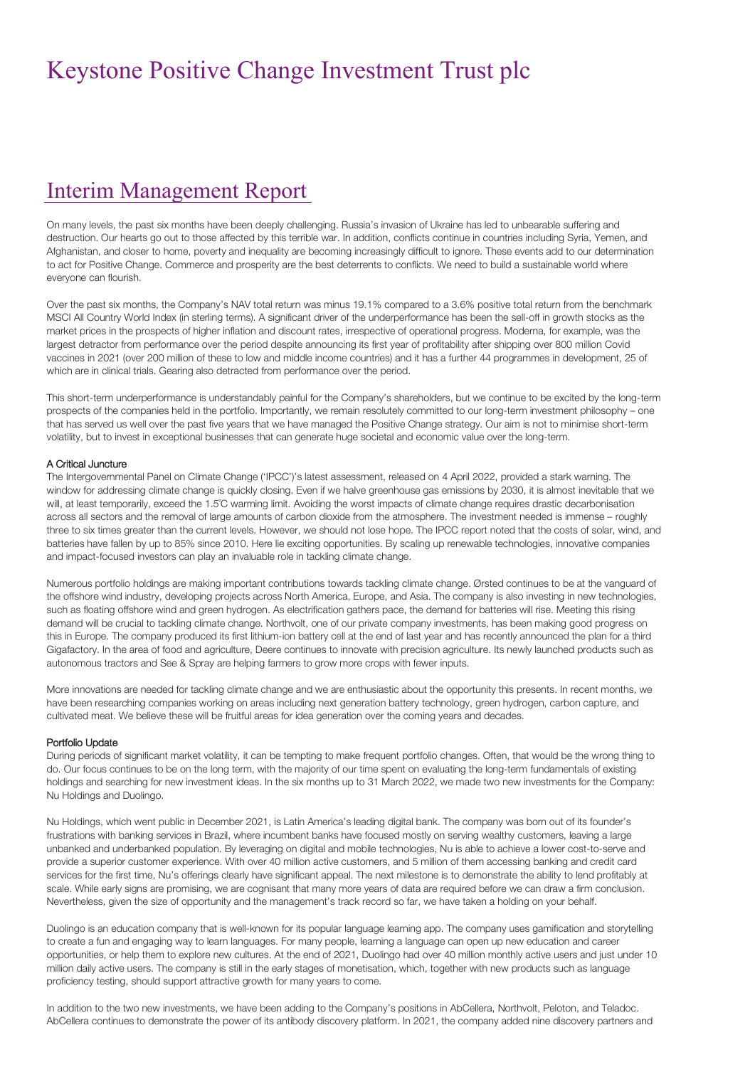# Keystone Positive Change Investment Trust plc

## Interim Management Report

On many levels, the past six months have been deeply challenging. Russia's invasion of Ukraine has led to unbearable suffering and destruction. Our hearts go out to those affected by this terrible war. In addition, conflicts continue in countries including Syria, Yemen, and Afghanistan, and closer to home, poverty and inequality are becoming increasingly difficult to ignore. These events add to our determination to act for Positive Change. Commerce and prosperity are the best deterrents to conflicts. We need to build a sustainable world where everyone can flourish.

Over the past six months, the Company's NAV total return was minus 19.1% compared to a 3.6% positive total return from the benchmark MSCI All Country World Index (in sterling terms). A significant driver of the underperformance has been the sell-off in growth stocks as the market prices in the prospects of higher inflation and discount rates, irrespective of operational progress. Moderna, for example, was the largest detractor from performance over the period despite announcing its first year of profitability after shipping over 800 million Covid vaccines in 2021 (over 200 million of these to low and middle income countries) and it has a further 44 programmes in development, 25 of which are in clinical trials. Gearing also detracted from performance over the period.

This short-term underperformance is understandably painful for the Company's shareholders, but we continue to be excited by the long-term prospects of the companies held in the portfolio. Importantly, we remain resolutely committed to our long-term investment philosophy – one that has served us well over the past five years that we have managed the Positive Change strategy. Our aim is not to minimise short-term volatility, but to invest in exceptional businesses that can generate huge societal and economic value over the long-term.

### A Critical Juncture

The Intergovernmental Panel on Climate Change ('IPCC')'s latest assessment, released on 4 April 2022, provided a stark warning. The window for addressing climate change is quickly closing. Even if we halve greenhouse gas emissions by 2030, it is almost inevitable that we will, at least temporarily, exceed the 1.5̊C warming limit. Avoiding the worst impacts of climate change requires drastic decarbonisation across all sectors and the removal of large amounts of carbon dioxide from the atmosphere. The investment needed is immense – roughly three to six times greater than the current levels. However, we should not lose hope. The IPCC report noted that the costs of solar, wind, and batteries have fallen by up to 85% since 2010. Here lie exciting opportunities. By scaling up renewable technologies, innovative companies and impact-focused investors can play an invaluable role in tackling climate change.

Numerous portfolio holdings are making important contributions towards tackling climate change. Ørsted continues to be at the vanguard of the offshore wind industry, developing projects across North America, Europe, and Asia. The company is also investing in new technologies, such as floating offshore wind and green hydrogen. As electrification gathers pace, the demand for batteries will rise. Meeting this rising demand will be crucial to tackling climate change. Northvolt, one of our private company investments, has been making good progress on this in Europe. The company produced its first lithium-ion battery cell at the end of last year and has recently announced the plan for a third Gigafactory. In the area of food and agriculture, Deere continues to innovate with precision agriculture. Its newly launched products such as autonomous tractors and See & Spray are helping farmers to grow more crops with fewer inputs.

More innovations are needed for tackling climate change and we are enthusiastic about the opportunity this presents. In recent months, we have been researching companies working on areas including next generation battery technology, green hydrogen, carbon capture, and cultivated meat. We believe these will be fruitful areas for idea generation over the coming years and decades.

### Portfolio Update

During periods of significant market volatility, it can be tempting to make frequent portfolio changes. Often, that would be the wrong thing to do. Our focus continues to be on the long term, with the majority of our time spent on evaluating the long-term fundamentals of existing holdings and searching for new investment ideas. In the six months up to 31 March 2022, we made two new investments for the Company: Nu Holdings and Duolingo.

Nu Holdings, which went public in December 2021, is Latin America's leading digital bank. The company was born out of its founder's frustrations with banking services in Brazil, where incumbent banks have focused mostly on serving wealthy customers, leaving a large unbanked and underbanked population. By leveraging on digital and mobile technologies, Nu is able to achieve a lower cost-to-serve and provide a superior customer experience. With over 40 million active customers, and 5 million of them accessing banking and credit card services for the first time, Nu's offerings clearly have significant appeal. The next milestone is to demonstrate the ability to lend profitably at scale. While early signs are promising, we are cognisant that many more years of data are required before we can draw a firm conclusion. Nevertheless, given the size of opportunity and the management's track record so far, we have taken a holding on your behalf.

Duolingo is an education company that is well-known for its popular language learning app. The company uses gamification and storytelling to create a fun and engaging way to learn languages. For many people, learning a language can open up new education and career opportunities, or help them to explore new cultures. At the end of 2021, Duolingo had over 40 million monthly active users and just under 10 million daily active users. The company is still in the early stages of monetisation, which, together with new products such as language proficiency testing, should support attractive growth for many years to come.

In addition to the two new investments, we have been adding to the Company's positions in AbCellera, Northvolt, Peloton, and Teladoc. AbCellera continues to demonstrate the power of its antibody discovery platform. In 2021, the company added nine discovery partners and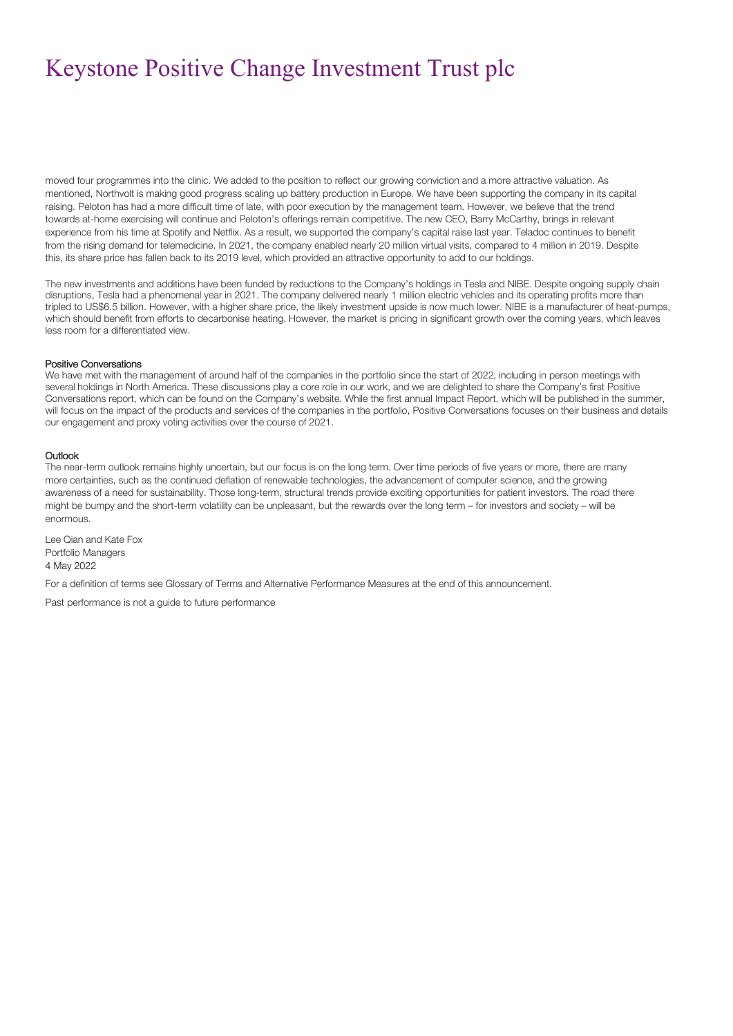moved four programmes into the clinic. We added to the position to reflect our growing conviction and a more attractive valuation. As mentioned, Northvolt is making good progress scaling up battery production in Europe. We have been supporting the company in its capital raising. Peloton has had a more difficult time of late, with poor execution by the management team. However, we believe that the trend towards at-home exercising will continue and Peloton's offerings remain competitive. The new CEO, Barry McCarthy, brings in relevant experience from his time at Spotify and Netflix. As a result, we supported the company's capital raise last year. Teladoc continues to benefit from the rising demand for telemedicine. In 2021, the company enabled nearly 20 million virtual visits, compared to 4 million in 2019. Despite this, its share price has fallen back to its 2019 level, which provided an attractive opportunity to add to our holdings.

The new investments and additions have been funded by reductions to the Company's holdings in Tesla and NIBE. Despite ongoing supply chain disruptions, Tesla had a phenomenal year in 2021. The company delivered nearly 1 million electric vehicles and its operating profits more than tripled to US$6.5 billion. However, with a higher share price, the likely investment upside is now much lower. NIBE is a manufacturer of heat-pumps, which should benefit from efforts to decarbonise heating. However, the market is pricing in significant growth over the coming years, which leaves less room for a differentiated view.

#### Positive Conversations

We have met with the management of around half of the companies in the portfolio since the start of 2022, including in person meetings with several holdings in North America. These discussions play a core role in our work, and we are delighted to share the Company's first Positive Conversations report, which can be found on the Company's website. While the first annual Impact Report, which will be published in the summer, will focus on the impact of the products and services of the companies in the portfolio, Positive Conversations focuses on their business and details our engagement and proxy voting activities over the course of 2021.

#### Outlook

The near-term outlook remains highly uncertain, but our focus is on the long term. Over time periods of five years or more, there are many more certainties, such as the continued deflation of renewable technologies, the advancement of computer science, and the growing awareness of a need for sustainability. Those long-term, structural trends provide exciting opportunities for patient investors. The road there might be bumpy and the short-term volatility can be unpleasant, but the rewards over the long term – for investors and society – will be enormous.

Lee Qian and Kate Fox
Portfolio Managers
4 May 2022

For a definition of terms see Glossary of Terms and Alternative Performance Measures at the end of this announcement.

Past performance is not a guide to future performance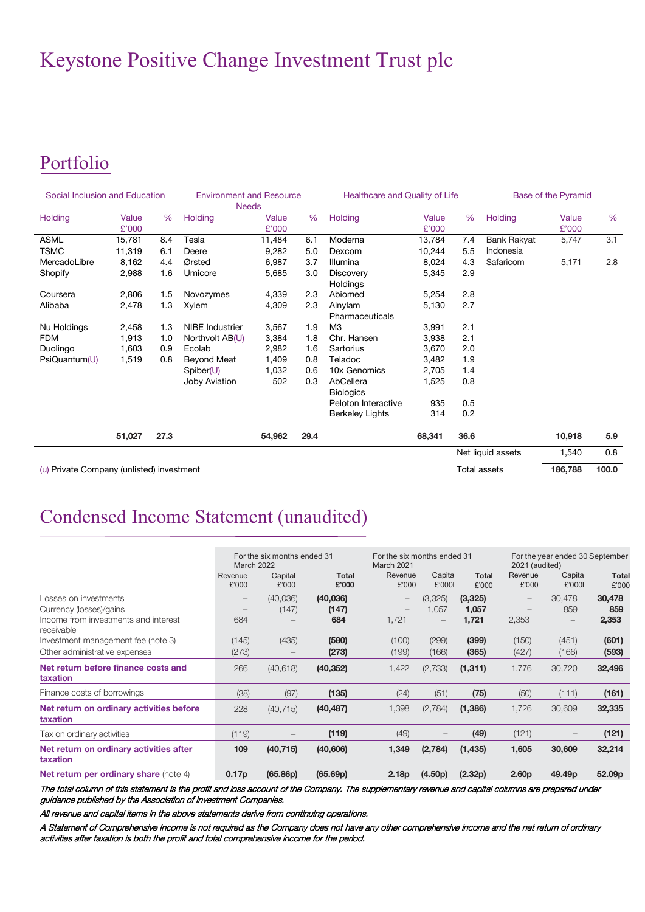# Keystone Positive Change Investment Trust plc

## Portfolio

| Social Inclusion and Education | | | Environment and Resource Needs | | | Healthcare and Quality of Life | | | Base of the Pyramid | | |
|---|---|---|---|---|---|---|---|---|---|---|---|
| Holding | Value £'000 | % | Holding | Value £'000 | % | Holding | Value £'000 | % | Holding | Value £'000 | % |
| ASML | 15,781 | 8.4 | Tesla | 11,484 | 6.1 | Moderna | 13,784 | 7.4 | Bank Rakyat Indonesia | 5,747 | 3.1 |
| TSMC | 11,319 | 6.1 | Deere | 9,282 | 5.0 | Dexcom | 10,244 | 5.5 | Safaricom | 5,171 | 2.8 |
| MercadoLibre | 8,162 | 4.4 | Ørsted | 6,987 | 3.7 | Illumina | 8,024 | 4.3 | | | |
| Shopify | 2,988 | 1.6 | Umicore | 5,685 | 3.0 | Discovery Holdings | 5,345 | 2.9 | | | |
| Coursera | 2,806 | 1.5 | Novozymes | 4,339 | 2.3 | Abiomed | 5,254 | 2.8 | | | |
| Alibaba | 2,478 | 1.3 | Xylem | 4,309 | 2.3 | Alnylam Pharmaceuticals | 5,130 | 2.7 | | | |
| Nu Holdings | 2,458 | 1.3 | NIBE Industrier | 3,567 | 1.9 | M3 | 3,991 | 2.1 | | | |
| FDM | 1,913 | 1.0 | Northvolt AB(U) | 3,384 | 1.8 | Chr. Hansen | 3,938 | 2.1 | | | |
| Duolingo | 1,603 | 0.9 | Ecolab | 2,982 | 1.6 | Sartorius | 3,670 | 2.0 | | | |
| PsiQuantum(U) | 1,519 | 0.8 | Beyond Meat | 1,409 | 0.8 | Teladoc | 3,482 | 1.9 | | | |
| | | | Spiber(U) | 1,032 | 0.6 | 10x Genomics | 2,705 | 1.4 | | | |
| | | | Joby Aviation | 502 | 0.3 | AbCellera Biologics | 1,525 | 0.8 | | | |
| | | | | | | Peloton Interactive | 935 | 0.5 | | | |
| | | | | | | Berkeley Lights | 314 | 0.2 | | | |
| | **51,027** | **27.3** | | **54,962** | **29.4** | | **68,341** | **36.6** | | **10,918** | **5.9** |
| | | | | | | | | | Net liquid assets | 1,540 | 0.8 |
| | | | | | | | | | Total assets | 186,788 | 100.0 |

(u) Private Company (unlisted) investment

## Condensed Income Statement (unaudited)

| | For the six months ended 31 March 2022 | | | For the six months ended 31 March 2021 | | | For the year ended 30 September 2021 (audited) | | |
|---|---|---|---|---|---|---|---|---|---|
| | Revenue £'000 | Capital £'000 | Total £'000 | Revenue £'000 | Capita £'000l | Total £'000 | Revenue £'000 | Capita £'000l | Total £'000 |
| Losses on investments | – | (40,036) | **(40,036)** | – | (3,325) | **(3,325)** | – | 30,478 | **30,478** |
| Currency (losses)/gains | – | (147) | **(147)** | – | 1,057 | **1,057** | – | 859 | **859** |
| Income from investments and interest receivable | 684 | – | **684** | 1,721 | – | **1,721** | 2,353 | – | **2,353** |
| Investment management fee (note 3) | (145) | (435) | **(580)** | (100) | (299) | **(399)** | (150) | (451) | **(601)** |
| Other administrative expenses | (273) | – | **(273)** | (199) | (166) | **(365)** | (427) | (166) | **(593)** |
| **Net return before finance costs and taxation** | 266 | (40,618) | **(40,352)** | 1,422 | (2,733) | **(1,311)** | 1,776 | 30,720 | **32,496** |
| Finance costs of borrowings | (38) | (97) | **(135)** | (24) | (51) | **(75)** | (50) | (111) | **(161)** |
| **Net return on ordinary activities before taxation** | 228 | (40,715) | **(40,487)** | 1,398 | (2,784) | **(1,386)** | 1,726 | 30,609 | **32,335** |
| Tax on ordinary activities | (119) | – | **(119)** | (49) | – | **(49)** | (121) | – | **(121)** |
| **Net return on ordinary activities after taxation** | **109** | **(40,715)** | **(40,606)** | **1,349** | **(2,784)** | **(1,435)** | **1,605** | **30,609** | **32,214** |
| **Net return per ordinary share** (note 4) | **0.17p** | **(65.86p)** | **(65.69p)** | **2.18p** | **(4.50p)** | **(2.32p)** | **2.60p** | **49.49p** | **52.09p** |

*The total column of this statement is the profit and loss account of the Company. The supplementary revenue and capital columns are prepared under guidance published by the Association of Investment Companies.*

*All revenue and capital items in the above statements derive from continuing operations.*

*A Statement of Comprehensive Income is not required as the Company does not have any other comprehensive income and the net return of ordinary activities after taxation is both the profit and total comprehensive income for the period.*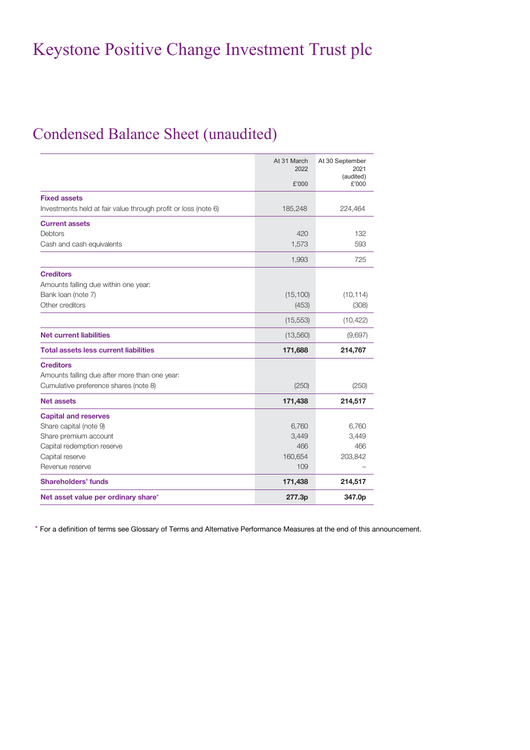# Keystone Positive Change Investment Trust plc

## Condensed Balance Sheet (unaudited)

| | At 31 March 2022 £'000 | At 30 September 2021 (audited) £'000 |
|---|---|---|
| **Fixed assets** | | |
| Investments held at fair value through profit or loss (note 6) | 185,248 | 224,464 |
| **Current assets** | | |
| Debtors | 420 | 132 |
| Cash and cash equivalents | 1,573 | 593 |
| | 1,993 | 725 |
| **Creditors** | | |
| Amounts falling due within one year: | | |
| Bank loan (note 7) | (15,100) | (10,114) |
| Other creditors | (453) | (308) |
| | (15,553) | (10,422) |
| **Net current liabilities** | (13,560) | (9,697) |
| **Total assets less current liabilities** | **171,688** | **214,767** |
| **Creditors** | | |
| Amounts falling due after more than one year: | | |
| Cumulative preference shares (note 8) | (250) | (250) |
| **Net assets** | **171,438** | **214,517** |
| **Capital and reserves** | | |
| Share capital (note 9) | 6,760 | 6,760 |
| Share premium account | 3,449 | 3,449 |
| Capital redemption reserve | 466 | 466 |
| Capital reserve | 160,654 | 203,842 |
| Revenue reserve | 109 | – |
| **Shareholders' funds** | **171,438** | **214,517** |
| **Net asset value per ordinary share*** | **277.3p** | **347.0p** |

* For a definition of terms see Glossary of Terms and Alternative Performance Measures at the end of this announcement.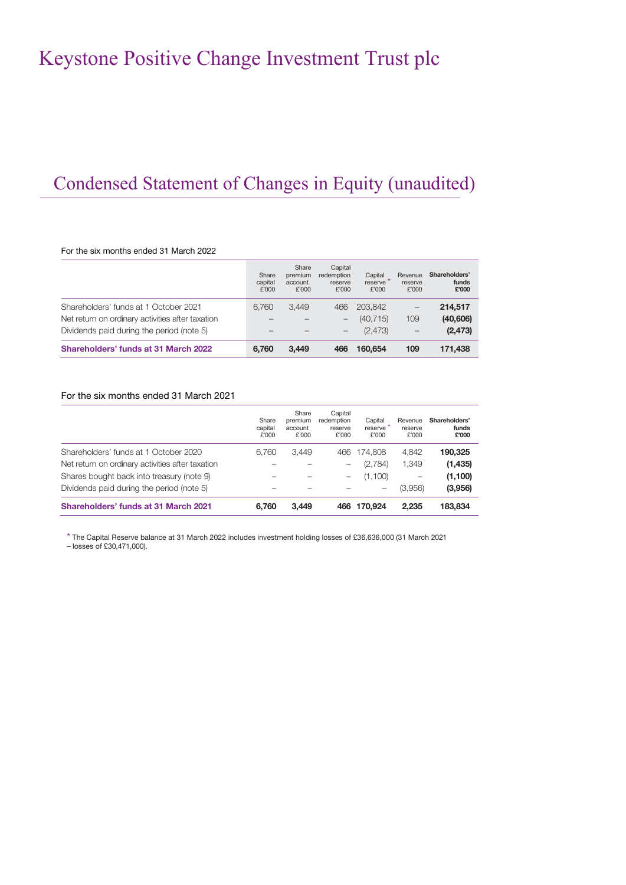# Keystone Positive Change Investment Trust plc

## Condensed Statement of Changes in Equity (unaudited)

For the six months ended 31 March 2022

| | Share capital £'000 | Share premium account £'000 | Capital redemption reserve £'000 | Capital reserve * £'000 | Revenue reserve £'000 | **Shareholders' funds £'000** |
|---|---|---|---|---|---|---|
| Shareholders' funds at 1 October 2021 | 6,760 | 3,449 | 466 | 203,842 | – | **214,517** |
| Net return on ordinary activities after taxation | – | – | – | (40,715) | 109 | **(40,606)** |
| Dividends paid during the period (note 5) | – | – | – | (2,473) | – | **(2,473)** |
| **Shareholders' funds at 31 March 2022** | **6,760** | **3,449** | **466** | **160,654** | **109** | **171,438** |

For the six months ended 31 March 2021

| | Share capital £'000 | Share premium account £'000 | Capital redemption reserve £'000 | Capital reserve * £'000 | Revenue reserve £'000 | **Shareholders' funds £'000** |
|---|---|---|---|---|---|---|
| Shareholders' funds at 1 October 2020 | 6,760 | 3,449 | 466 | 174,808 | 4,842 | **190,325** |
| Net return on ordinary activities after taxation | – | – | – | (2,784) | 1,349 | **(1,435)** |
| Shares bought back into treasury (note 9) | – | – | – | (1,100) | – | **(1,100)** |
| Dividends paid during the period (note 5) | – | – | – | – | (3,956) | **(3,956)** |
| **Shareholders' funds at 31 March 2021** | **6,760** | **3,449** | **466** | **170,924** | **2,235** | **183,834** |

* The Capital Reserve balance at 31 March 2022 includes investment holding losses of £36,636,000 (31 March 2021 – losses of £30,471,000).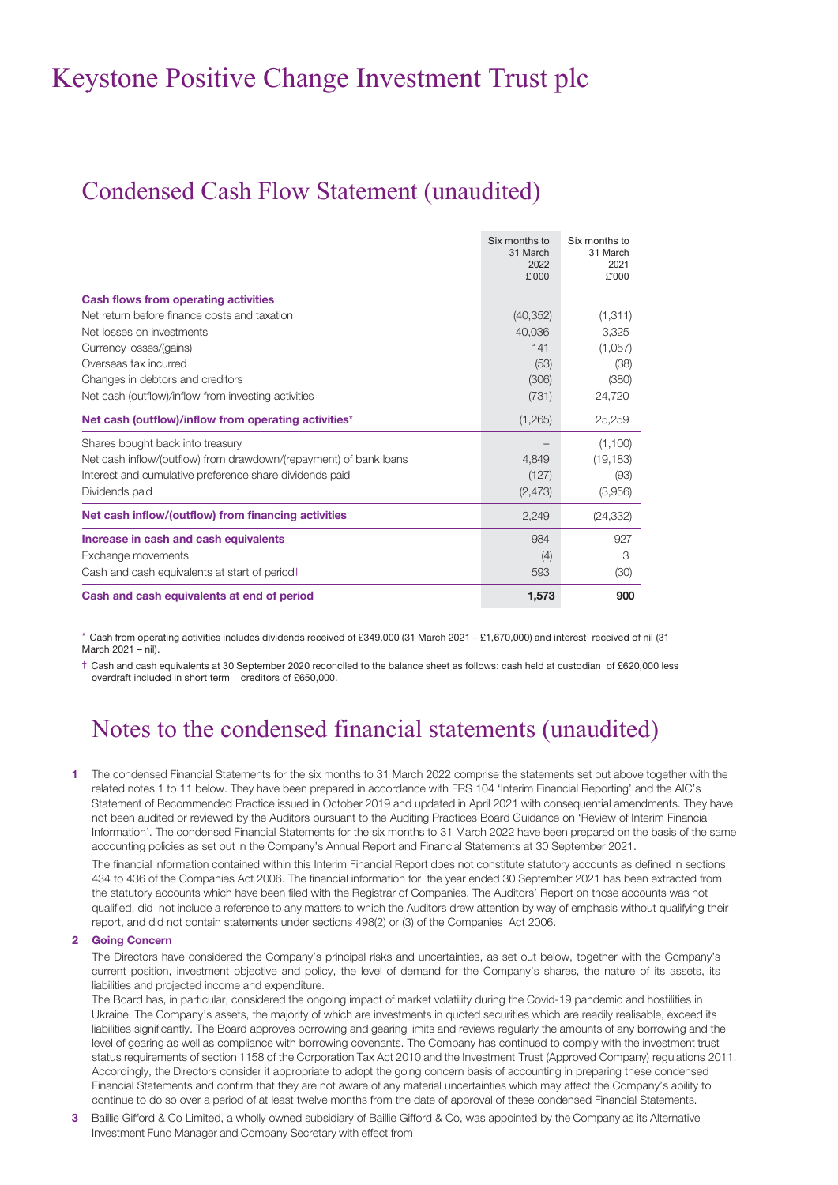# Keystone Positive Change Investment Trust plc

## Condensed Cash Flow Statement (unaudited)

| | Six months to 31 March 2022 £'000 | Six months to 31 March 2021 £'000 |
|---|---|---|
| **Cash flows from operating activities** | | |
| Net return before finance costs and taxation | (40,352) | (1,311) |
| Net losses on investments | 40,036 | 3,325 |
| Currency losses/(gains) | 141 | (1,057) |
| Overseas tax incurred | (53) | (38) |
| Changes in debtors and creditors | (306) | (380) |
| Net cash (outflow)/inflow from investing activities | (731) | 24,720 |
| **Net cash (outflow)/inflow from operating activities*** | (1,265) | 25,259 |
| Shares bought back into treasury | – | (1,100) |
| Net cash inflow/(outflow) from drawdown/(repayment) of bank loans | 4,849 | (19,183) |
| Interest and cumulative preference share dividends paid | (127) | (93) |
| Dividends paid | (2,473) | (3,956) |
| **Net cash inflow/(outflow) from financing activities** | 2,249 | (24,332) |
| **Increase in cash and cash equivalents** | 984 | 927 |
| Exchange movements | (4) | 3 |
| Cash and cash equivalents at start of period† | 593 | (30) |
| **Cash and cash equivalents at end of period** | **1,573** | **900** |

* Cash from operating activities includes dividends received of £349,000 (31 March 2021 – £1,670,000) and interest received of nil (31 March 2021 – nil).

† Cash and cash equivalents at 30 September 2020 reconciled to the balance sheet as follows: cash held at custodian of £620,000 less overdraft included in short term creditors of £650,000.

## Notes to the condensed financial statements (unaudited)

**1** The condensed Financial Statements for the six months to 31 March 2022 comprise the statements set out above together with the related notes 1 to 11 below. They have been prepared in accordance with FRS 104 'Interim Financial Reporting' and the AIC's Statement of Recommended Practice issued in October 2019 and updated in April 2021 with consequential amendments. They have not been audited or reviewed by the Auditors pursuant to the Auditing Practices Board Guidance on 'Review of Interim Financial Information'. The condensed Financial Statements for the six months to 31 March 2022 have been prepared on the basis of the same accounting policies as set out in the Company's Annual Report and Financial Statements at 30 September 2021.

The financial information contained within this Interim Financial Report does not constitute statutory accounts as defined in sections 434 to 436 of the Companies Act 2006. The financial information for the year ended 30 September 2021 has been extracted from the statutory accounts which have been filed with the Registrar of Companies. The Auditors' Report on those accounts was not qualified, did not include a reference to any matters to which the Auditors drew attention by way of emphasis without qualifying their report, and did not contain statements under sections 498(2) or (3) of the Companies Act 2006.

**2 Going Concern**

The Directors have considered the Company's principal risks and uncertainties, as set out below, together with the Company's current position, investment objective and policy, the level of demand for the Company's shares, the nature of its assets, its liabilities and projected income and expenditure.

The Board has, in particular, considered the ongoing impact of market volatility during the Covid-19 pandemic and hostilities in Ukraine. The Company's assets, the majority of which are investments in quoted securities which are readily realisable, exceed its liabilities significantly. The Board approves borrowing and gearing limits and reviews regularly the amounts of any borrowing and the level of gearing as well as compliance with borrowing covenants. The Company has continued to comply with the investment trust status requirements of section 1158 of the Corporation Tax Act 2010 and the Investment Trust (Approved Company) regulations 2011. Accordingly, the Directors consider it appropriate to adopt the going concern basis of accounting in preparing these condensed Financial Statements and confirm that they are not aware of any material uncertainties which may affect the Company's ability to continue to do so over a period of at least twelve months from the date of approval of these condensed Financial Statements.

**3** Baillie Gifford & Co Limited, a wholly owned subsidiary of Baillie Gifford & Co, was appointed by the Company as its Alternative Investment Fund Manager and Company Secretary with effect from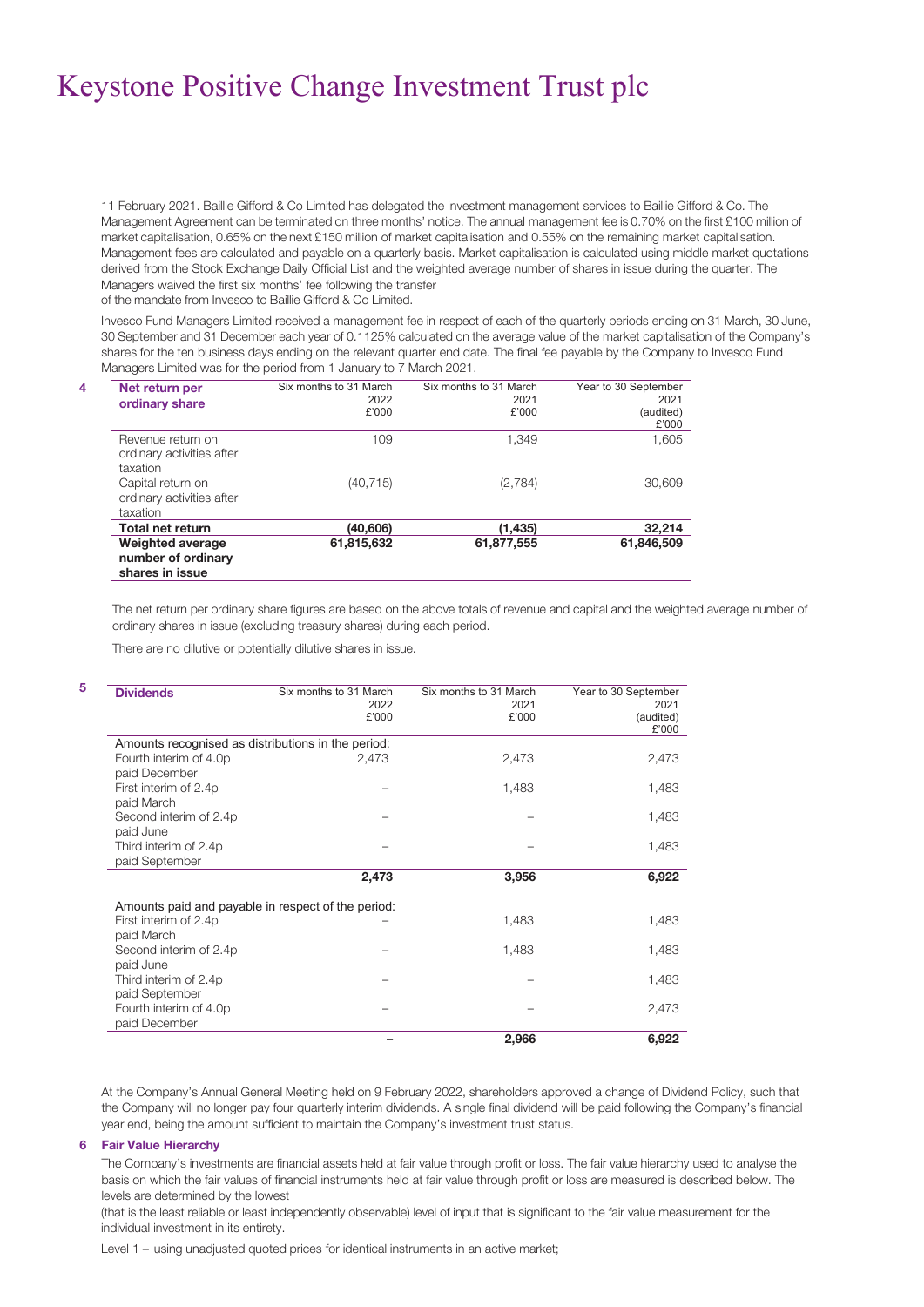11 February 2021. Baillie Gifford & Co Limited has delegated the investment management services to Baillie Gifford & Co. The Management Agreement can be terminated on three months' notice. The annual management fee is 0.70% on the first £100 million of market capitalisation, 0.65% on the next £150 million of market capitalisation and 0.55% on the remaining market capitalisation. Management fees are calculated and payable on a quarterly basis. Market capitalisation is calculated using middle market quotations derived from the Stock Exchange Daily Official List and the weighted average number of shares in issue during the quarter. The Managers waived the first six months' fee following the transfer of the mandate from Invesco to Baillie Gifford & Co Limited.

Invesco Fund Managers Limited received a management fee in respect of each of the quarterly periods ending on 31 March, 30 June, 30 September and 31 December each year of 0.1125% calculated on the average value of the market capitalisation of the Company's shares for the ten business days ending on the relevant quarter end date. The final fee payable by the Company to Invesco Fund Managers Limited was for the period from 1 January to 7 March 2021.

## 4 Net return per ordinary share

| | Six months to 31 March 2022 £'000 | Six months to 31 March 2021 £'000 | Year to 30 September 2021 (audited) £'000 |
|---|---|---|---|
| Revenue return on ordinary activities after taxation | 109 | 1,349 | 1,605 |
| Capital return on ordinary activities after taxation | (40,715) | (2,784) | 30,609 |
| **Total net return** | **(40,606)** | **(1,435)** | **32,214** |
| **Weighted average number of ordinary shares in issue** | **61,815,632** | **61,877,555** | **61,846,509** |

The net return per ordinary share figures are based on the above totals of revenue and capital and the weighted average number of ordinary shares in issue (excluding treasury shares) during each period.

There are no dilutive or potentially dilutive shares in issue.

## 5 Dividends

| | Six months to 31 March 2022 £'000 | Six months to 31 March 2021 £'000 | Year to 30 September 2021 (audited) £'000 |
|---|---|---|---|
| Amounts recognised as distributions in the period: | | | |
| Fourth interim of 4.0p paid December | 2,473 | 2,473 | 2,473 |
| First interim of 2.4p paid March | – | 1,483 | 1,483 |
| Second interim of 2.4p paid June | – | – | 1,483 |
| Third interim of 2.4p paid September | – | – | 1,483 |
| | **2,473** | **3,956** | **6,922** |
| Amounts paid and payable in respect of the period: | | | |
| First interim of 2.4p paid March | – | 1,483 | 1,483 |
| Second interim of 2.4p paid June | – | 1,483 | 1,483 |
| Third interim of 2.4p paid September | – | – | 1,483 |
| Fourth interim of 4.0p paid December | – | – | 2,473 |
| | **–** | **2,966** | **6,922** |

At the Company's Annual General Meeting held on 9 February 2022, shareholders approved a change of Dividend Policy, such that the Company will no longer pay four quarterly interim dividends. A single final dividend will be paid following the Company's financial year end, being the amount sufficient to maintain the Company's investment trust status.

## 6 Fair Value Hierarchy

The Company's investments are financial assets held at fair value through profit or loss. The fair value hierarchy used to analyse the basis on which the fair values of financial instruments held at fair value through profit or loss are measured is described below. The levels are determined by the lowest (that is the least reliable or least independently observable) level of input that is significant to the fair value measurement for the individual investment in its entirety.

Level 1 – using unadjusted quoted prices for identical instruments in an active market;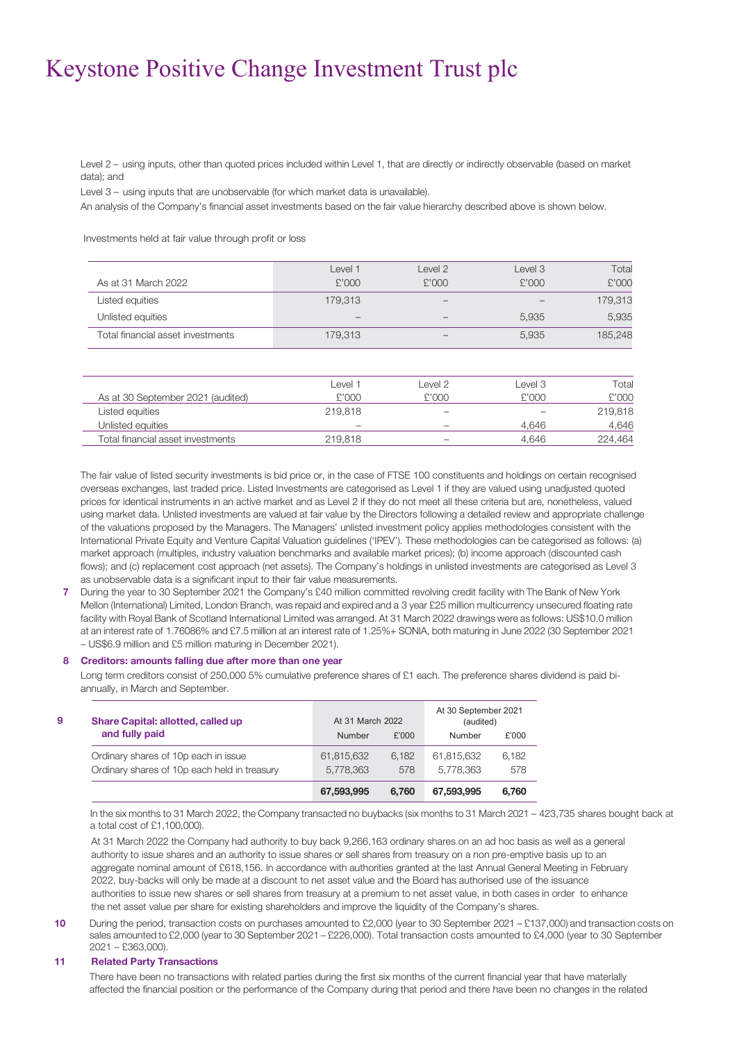Level 2 – using inputs, other than quoted prices included within Level 1, that are directly or indirectly observable (based on market data); and

Level 3 – using inputs that are unobservable (for which market data is unavailable).

An analysis of the Company's financial asset investments based on the fair value hierarchy described above is shown below.

Investments held at fair value through profit or loss

| As at 31 March 2022 | Level 1 £'000 | Level 2 £'000 | Level 3 £'000 | Total £'000 |
|---|---|---|---|---|
| Listed equities | 179,313 | – | – | 179,313 |
| Unlisted equities | – | – | 5,935 | 5,935 |
| Total financial asset investments | 179,313 | – | 5,935 | 185,248 |

| As at 30 September 2021 (audited) | Level 1 £'000 | Level 2 £'000 | Level 3 £'000 | Total £'000 |
|---|---|---|---|---|
| Listed equities | 219,818 | – | – | 219,818 |
| Unlisted equities | – | – | 4,646 | 4,646 |
| Total financial asset investments | 219,818 | – | 4,646 | 224,464 |

The fair value of listed security investments is bid price or, in the case of FTSE 100 constituents and holdings on certain recognised overseas exchanges, last traded price. Listed Investments are categorised as Level 1 if they are valued using unadjusted quoted prices for identical instruments in an active market and as Level 2 if they do not meet all these criteria but are, nonetheless, valued using market data. Unlisted investments are valued at fair value by the Directors following a detailed review and appropriate challenge of the valuations proposed by the Managers. The Managers' unlisted investment policy applies methodologies consistent with the International Private Equity and Venture Capital Valuation guidelines ('IPEV'). These methodologies can be categorised as follows: (a) market approach (multiples, industry valuation benchmarks and available market prices); (b) income approach (discounted cash flows); and (c) replacement cost approach (net assets). The Company's holdings in unlisted investments are categorised as Level 3 as unobservable data is a significant input to their fair value measurements.

**7** During the year to 30 September 2021 the Company's £40 million committed revolving credit facility with The Bank of New York Mellon (International) Limited, London Branch, was repaid and expired and a 3 year £25 million multicurrency unsecured floating rate facility with Royal Bank of Scotland International Limited was arranged. At 31 March 2022 drawings were as follows: US$10.0 million at an interest rate of 1.76086% and £7.5 million at an interest rate of 1.25%+ SONIA, both maturing in June 2022 (30 September 2021 – US$6.9 million and £5 million maturing in December 2021).

**8 Creditors: amounts falling due after more than one year**

Long term creditors consist of 250,000 5% cumulative preference shares of £1 each. The preference shares dividend is paid bi-annually, in March and September.

| **9 Share Capital: allotted, called up and fully paid** | At 31 March 2022 Number | At 31 March 2022 £'000 | At 30 September 2021 (audited) Number | At 30 September 2021 (audited) £'000 |
|---|---|---|---|---|
| Ordinary shares of 10p each in issue | 61,815,632 | 6,182 | 61,815,632 | 6,182 |
| Ordinary shares of 10p each held in treasury | 5,778,363 | 578 | 5,778,363 | 578 |
| | **67,593,995** | **6,760** | **67,593,995** | **6,760** |

In the six months to 31 March 2022, the Company transacted no buybacks (six months to 31 March 2021 – 423,735 shares bought back at a total cost of £1,100,000).

At 31 March 2022 the Company had authority to buy back 9,266,163 ordinary shares on an ad hoc basis as well as a general authority to issue shares and an authority to issue shares or sell shares from treasury on a non pre-emptive basis up to an aggregate nominal amount of £618,156. In accordance with authorities granted at the last Annual General Meeting in February 2022, buy-backs will only be made at a discount to net asset value and the Board has authorised use of the issuance authorities to issue new shares or sell shares from treasury at a premium to net asset value, in both cases in order to enhance the net asset value per share for existing shareholders and improve the liquidity of the Company's shares.

**10** During the period, transaction costs on purchases amounted to £2,000 (year to 30 September 2021 – £137,000) and transaction costs on sales amounted to £2,000 (year to 30 September 2021 – £226,000). Total transaction costs amounted to £4,000 (year to 30 September 2021 – £363,000).

**11 Related Party Transactions**

There have been no transactions with related parties during the first six months of the current financial year that have materially affected the financial position or the performance of the Company during that period and there have been no changes in the related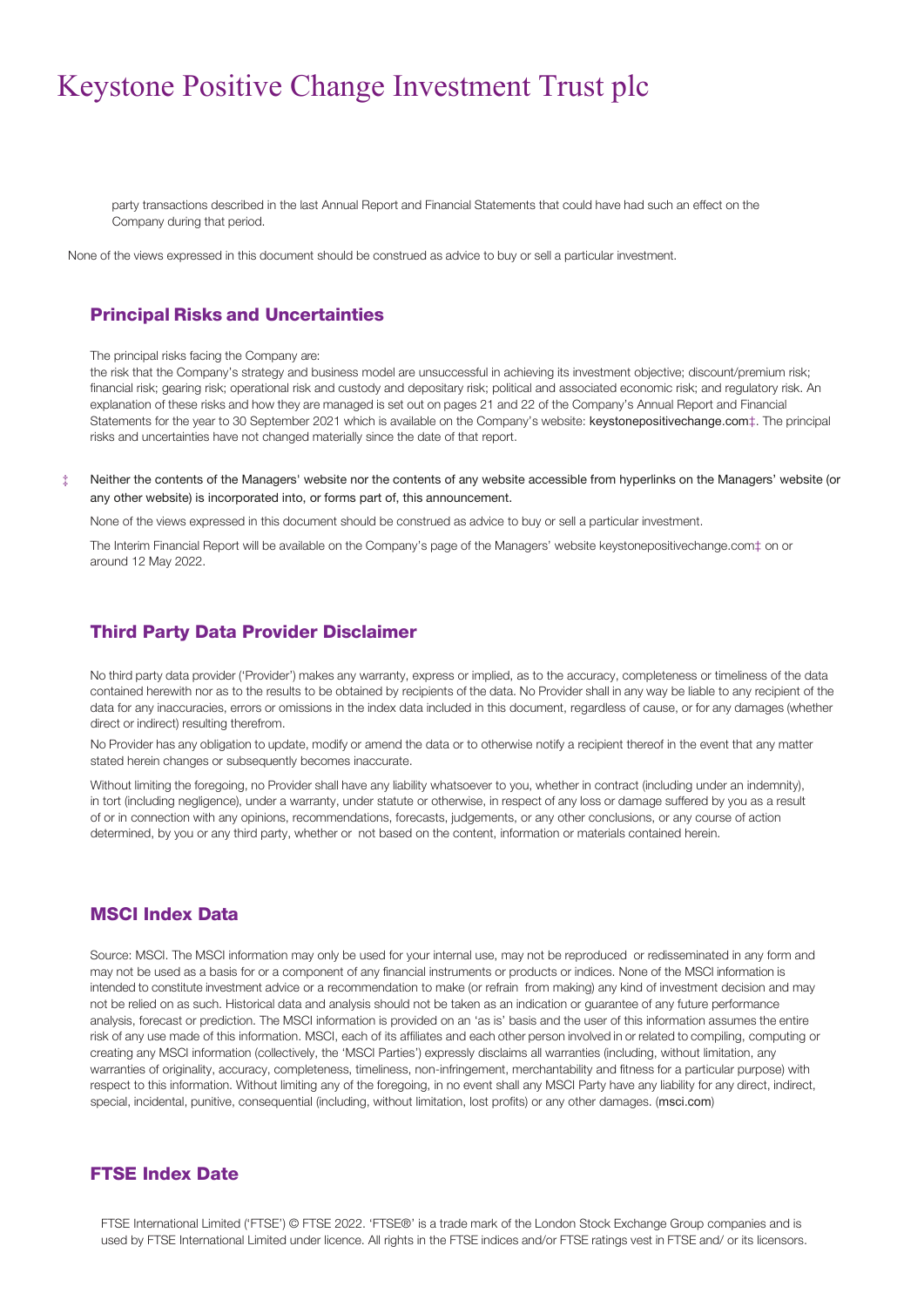party transactions described in the last Annual Report and Financial Statements that could have had such an effect on the Company during that period.

None of the views expressed in this document should be construed as advice to buy or sell a particular investment.

## Principal Risks and Uncertainties

The principal risks facing the Company are:

the risk that the Company's strategy and business model are unsuccessful in achieving its investment objective; discount/premium risk; financial risk; gearing risk; operational risk and custody and depositary risk; political and associated economic risk; and regulatory risk. An explanation of these risks and how they are managed is set out on pages 21 and 22 of the Company's Annual Report and Financial Statements for the year to 30 September 2021 which is available on the Company's website: keystonepositivechange.com‡. The principal risks and uncertainties have not changed materially since the date of that report.

‡ Neither the contents of the Managers' website nor the contents of any website accessible from hyperlinks on the Managers' website (or any other website) is incorporated into, or forms part of, this announcement.

None of the views expressed in this document should be construed as advice to buy or sell a particular investment.

The Interim Financial Report will be available on the Company's page of the Managers' website keystonepositivechange.com‡ on or around 12 May 2022.

## Third Party Data Provider Disclaimer

No third party data provider ('Provider') makes any warranty, express or implied, as to the accuracy, completeness or timeliness of the data contained herewith nor as to the results to be obtained by recipients of the data. No Provider shall in any way be liable to any recipient of the data for any inaccuracies, errors or omissions in the index data included in this document, regardless of cause, or for any damages (whether direct or indirect) resulting therefrom.

No Provider has any obligation to update, modify or amend the data or to otherwise notify a recipient thereof in the event that any matter stated herein changes or subsequently becomes inaccurate.

Without limiting the foregoing, no Provider shall have any liability whatsoever to you, whether in contract (including under an indemnity), in tort (including negligence), under a warranty, under statute or otherwise, in respect of any loss or damage suffered by you as a result of or in connection with any opinions, recommendations, forecasts, judgements, or any other conclusions, or any course of action determined, by you or any third party, whether or not based on the content, information or materials contained herein.

## MSCI Index Data

Source: MSCI. The MSCI information may only be used for your internal use, may not be reproduced or redisseminated in any form and may not be used as a basis for or a component of any financial instruments or products or indices. None of the MSCI information is intended to constitute investment advice or a recommendation to make (or refrain from making) any kind of investment decision and may not be relied on as such. Historical data and analysis should not be taken as an indication or guarantee of any future performance analysis, forecast or prediction. The MSCI information is provided on an 'as is' basis and the user of this information assumes the entire risk of any use made of this information. MSCI, each of its affiliates and each other person involved in or related to compiling, computing or creating any MSCI information (collectively, the 'MSCI Parties') expressly disclaims all warranties (including, without limitation, any warranties of originality, accuracy, completeness, timeliness, non-infringement, merchantability and fitness for a particular purpose) with respect to this information. Without limiting any of the foregoing, in no event shall any MSCI Party have any liability for any direct, indirect, special, incidental, punitive, consequential (including, without limitation, lost profits) or any other damages. (msci.com)

## FTSE Index Date

FTSE International Limited ('FTSE') © FTSE 2022. 'FTSE®' is a trade mark of the London Stock Exchange Group companies and is used by FTSE International Limited under licence. All rights in the FTSE indices and/or FTSE ratings vest in FTSE and/ or its licensors.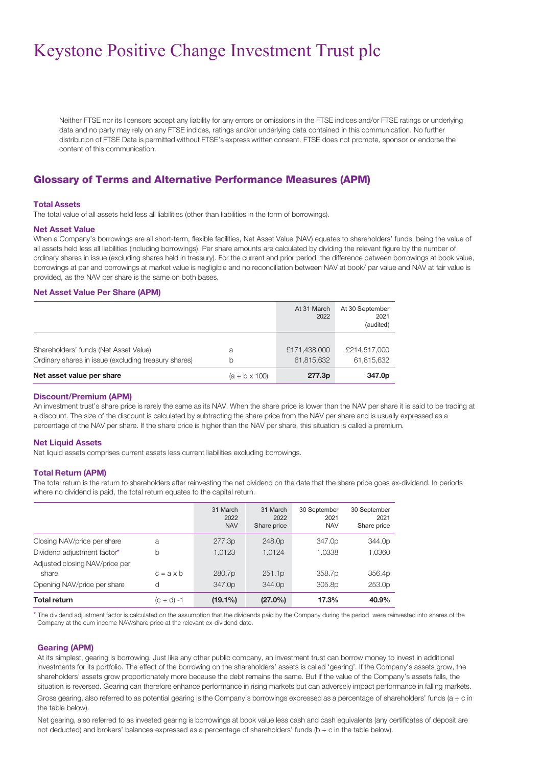# Keystone Positive Change Investment Trust plc

Neither FTSE nor its licensors accept any liability for any errors or omissions in the FTSE indices and/or FTSE ratings or underlying data and no party may rely on any FTSE indices, ratings and/or underlying data contained in this communication. No further distribution of FTSE Data is permitted without FTSE's express written consent. FTSE does not promote, sponsor or endorse the content of this communication.

## Glossary of Terms and Alternative Performance Measures (APM)

### Total Assets

The total value of all assets held less all liabilities (other than liabilities in the form of borrowings).

### Net Asset Value

When a Company's borrowings are all short-term, flexible facilities, Net Asset Value (NAV) equates to shareholders' funds, being the value of all assets held less all liabilities (including borrowings). Per share amounts are calculated by dividing the relevant figure by the number of ordinary shares in issue (excluding shares held in treasury). For the current and prior period, the difference between borrowings at book value, borrowings at par and borrowings at market value is negligible and no reconciliation between NAV at book/ par value and NAV at fair value is provided, as the NAV per share is the same on both bases.

### Net Asset Value Per Share (APM)

| | | At 31 March 2022 | At 30 September 2021 (audited) |
|---|---|---|---|
| Shareholders' funds (Net Asset Value) | a | £171,438,000 | £214,517,000 |
| Ordinary shares in issue (excluding treasury shares) | b | 61,815,632 | 61,815,632 |
| **Net asset value per share** | (a ÷ b x 100) | **277.3p** | **347.0p** |

### Discount/Premium (APM)

An investment trust's share price is rarely the same as its NAV. When the share price is lower than the NAV per share it is said to be trading at a discount. The size of the discount is calculated by subtracting the share price from the NAV per share and is usually expressed as a percentage of the NAV per share. If the share price is higher than the NAV per share, this situation is called a premium.

### Net Liquid Assets

Net liquid assets comprises current assets less current liabilities excluding borrowings.

### Total Return (APM)

The total return is the return to shareholders after reinvesting the net dividend on the date that the share price goes ex-dividend. In periods where no dividend is paid, the total return equates to the capital return.

| | | 31 March 2022 NAV | 31 March 2022 Share price | 30 September 2021 NAV | 30 September 2021 Share price |
|---|---|---|---|---|---|
| Closing NAV/price per share | a | 277.3p | 248.0p | 347.0p | 344.0p |
| Dividend adjustment factor* | b | 1.0123 | 1.0124 | 1.0338 | 1.0360 |
| Adjusted closing NAV/price per share | c = a x b | 280.7p | 251.1p | 358.7p | 356.4p |
| Opening NAV/price per share | d | 347.0p | 344.0p | 305.8p | 253.0p |
| **Total return** | (c ÷ d) -1 | **(19.1%)** | **(27.0%)** | **17.3%** | **40.9%** |

\* The dividend adjustment factor is calculated on the assumption that the dividends paid by the Company during the period were reinvested into shares of the Company at the cum income NAV/share price at the relevant ex-dividend date.

### Gearing (APM)

At its simplest, gearing is borrowing. Just like any other public company, an investment trust can borrow money to invest in additional investments for its portfolio. The effect of the borrowing on the shareholders' assets is called 'gearing'. If the Company's assets grow, the shareholders' assets grow proportionately more because the debt remains the same. But if the value of the Company's assets falls, the situation is reversed. Gearing can therefore enhance performance in rising markets but can adversely impact performance in falling markets.

Gross gearing, also referred to as potential gearing is the Company's borrowings expressed as a percentage of shareholders' funds (a ÷ c in the table below).

Net gearing, also referred to as invested gearing is borrowings at book value less cash and cash equivalents (any certificates of deposit are not deducted) and brokers' balances expressed as a percentage of shareholders' funds (b ÷ c in the table below).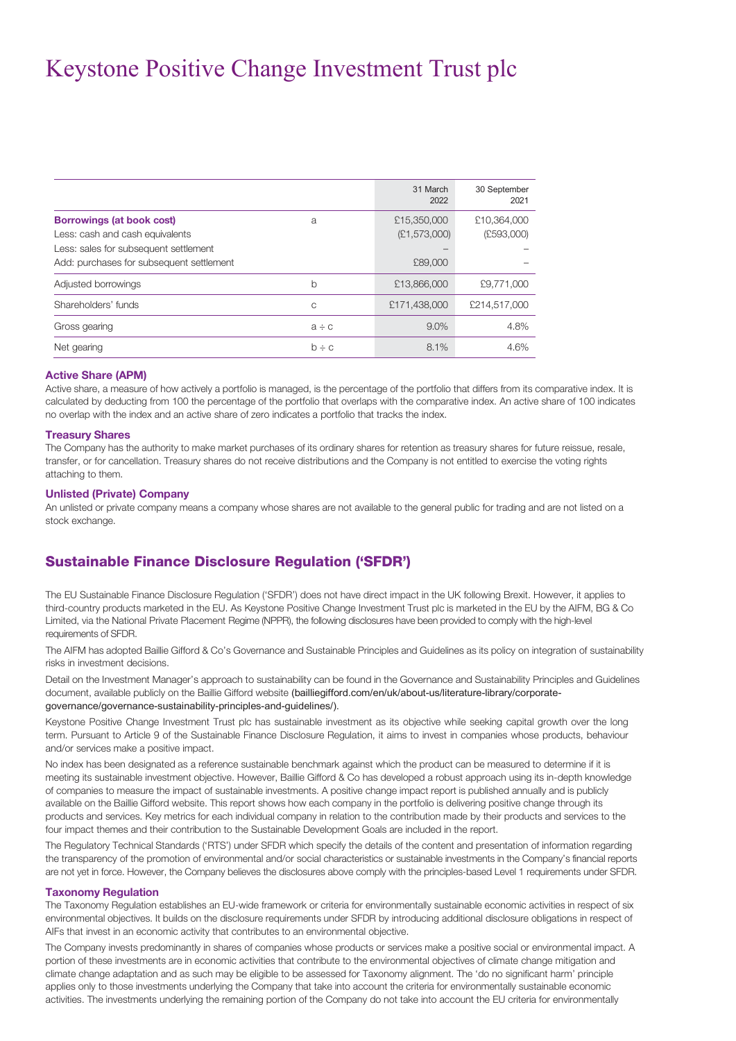# Keystone Positive Change Investment Trust plc

| | | 31 March 2022 | 30 September 2021 |
|---|---|---|---|
| **Borrowings (at book cost)** | a | £15,350,000 | £10,364,000 |
| Less: cash and cash equivalents | | (£1,573,000) | (£593,000) |
| Less: sales for subsequent settlement | | – | – |
| Add: purchases for subsequent settlement | | £89,000 | – |
| Adjusted borrowings | b | £13,866,000 | £9,771,000 |
| Shareholders' funds | c | £171,438,000 | £214,517,000 |
| Gross gearing | a ÷ c | 9.0% | 4.8% |
| Net gearing | b ÷ c | 8.1% | 4.6% |

### Active Share (APM)

Active share, a measure of how actively a portfolio is managed, is the percentage of the portfolio that differs from its comparative index. It is calculated by deducting from 100 the percentage of the portfolio that overlaps with the comparative index. An active share of 100 indicates no overlap with the index and an active share of zero indicates a portfolio that tracks the index.

### Treasury Shares

The Company has the authority to make market purchases of its ordinary shares for retention as treasury shares for future reissue, resale, transfer, or for cancellation. Treasury shares do not receive distributions and the Company is not entitled to exercise the voting rights attaching to them.

### Unlisted (Private) Company

An unlisted or private company means a company whose shares are not available to the general public for trading and are not listed on a stock exchange.

## Sustainable Finance Disclosure Regulation ('SFDR')

The EU Sustainable Finance Disclosure Regulation ('SFDR') does not have direct impact in the UK following Brexit. However, it applies to third-country products marketed in the EU. As Keystone Positive Change Investment Trust plc is marketed in the EU by the AIFM, BG & Co Limited, via the National Private Placement Regime (NPPR), the following disclosures have been provided to comply with the high-level requirements of SFDR.

The AIFM has adopted Baillie Gifford & Co's Governance and Sustainable Principles and Guidelines as its policy on integration of sustainability risks in investment decisions.

Detail on the Investment Manager's approach to sustainability can be found in the Governance and Sustainability Principles and Guidelines document, available publicly on the Baillie Gifford website (bailliegifford.com/en/uk/about-us/literature-library/corporate-governance/governance-sustainability-principles-and-guidelines/).

Keystone Positive Change Investment Trust plc has sustainable investment as its objective while seeking capital growth over the long term. Pursuant to Article 9 of the Sustainable Finance Disclosure Regulation, it aims to invest in companies whose products, behaviour and/or services make a positive impact.

No index has been designated as a reference sustainable benchmark against which the product can be measured to determine if it is meeting its sustainable investment objective. However, Baillie Gifford & Co has developed a robust approach using its in-depth knowledge of companies to measure the impact of sustainable investments. A positive change impact report is published annually and is publicly available on the Baillie Gifford website. This report shows how each company in the portfolio is delivering positive change through its products and services. Key metrics for each individual company in relation to the contribution made by their products and services to the four impact themes and their contribution to the Sustainable Development Goals are included in the report.

The Regulatory Technical Standards ('RTS') under SFDR which specify the details of the content and presentation of information regarding the transparency of the promotion of environmental and/or social characteristics or sustainable investments in the Company's financial reports are not yet in force. However, the Company believes the disclosures above comply with the principles-based Level 1 requirements under SFDR.

### Taxonomy Regulation

The Taxonomy Regulation establishes an EU-wide framework or criteria for environmentally sustainable economic activities in respect of six environmental objectives. It builds on the disclosure requirements under SFDR by introducing additional disclosure obligations in respect of AIFs that invest in an economic activity that contributes to an environmental objective.

The Company invests predominantly in shares of companies whose products or services make a positive social or environmental impact. A portion of these investments are in economic activities that contribute to the environmental objectives of climate change mitigation and climate change adaptation and as such may be eligible to be assessed for Taxonomy alignment. The 'do no significant harm' principle applies only to those investments underlying the Company that take into account the criteria for environmentally sustainable economic activities. The investments underlying the remaining portion of the Company do not take into account the EU criteria for environmentally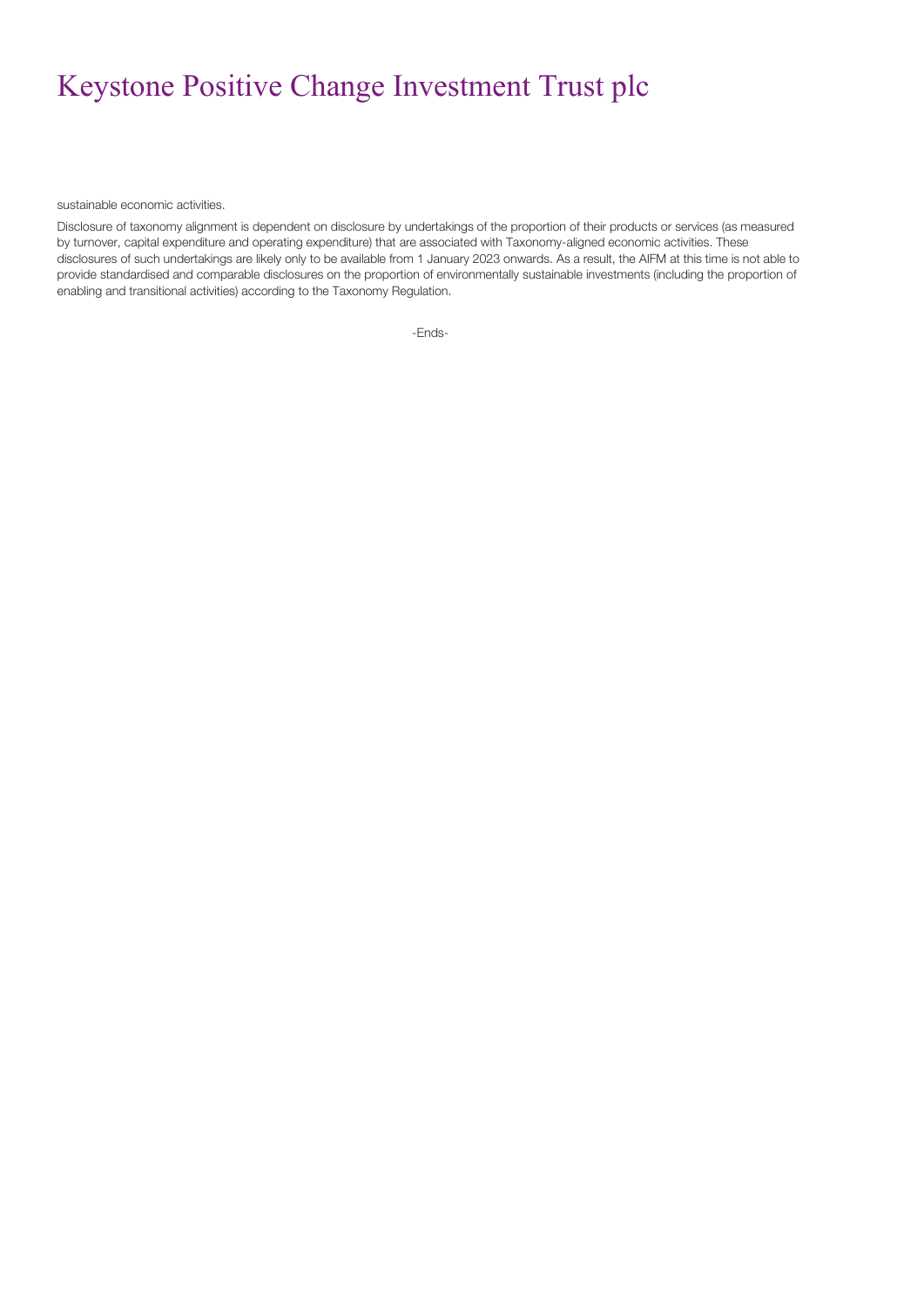sustainable economic activities.

Disclosure of taxonomy alignment is dependent on disclosure by undertakings of the proportion of their products or services (as measured by turnover, capital expenditure and operating expenditure) that are associated with Taxonomy-aligned economic activities. These disclosures of such undertakings are likely only to be available from 1 January 2023 onwards. As a result, the AIFM at this time is not able to provide standardised and comparable disclosures on the proportion of environmentally sustainable investments (including the proportion of enabling and transitional activities) according to the Taxonomy Regulation.

-Ends-